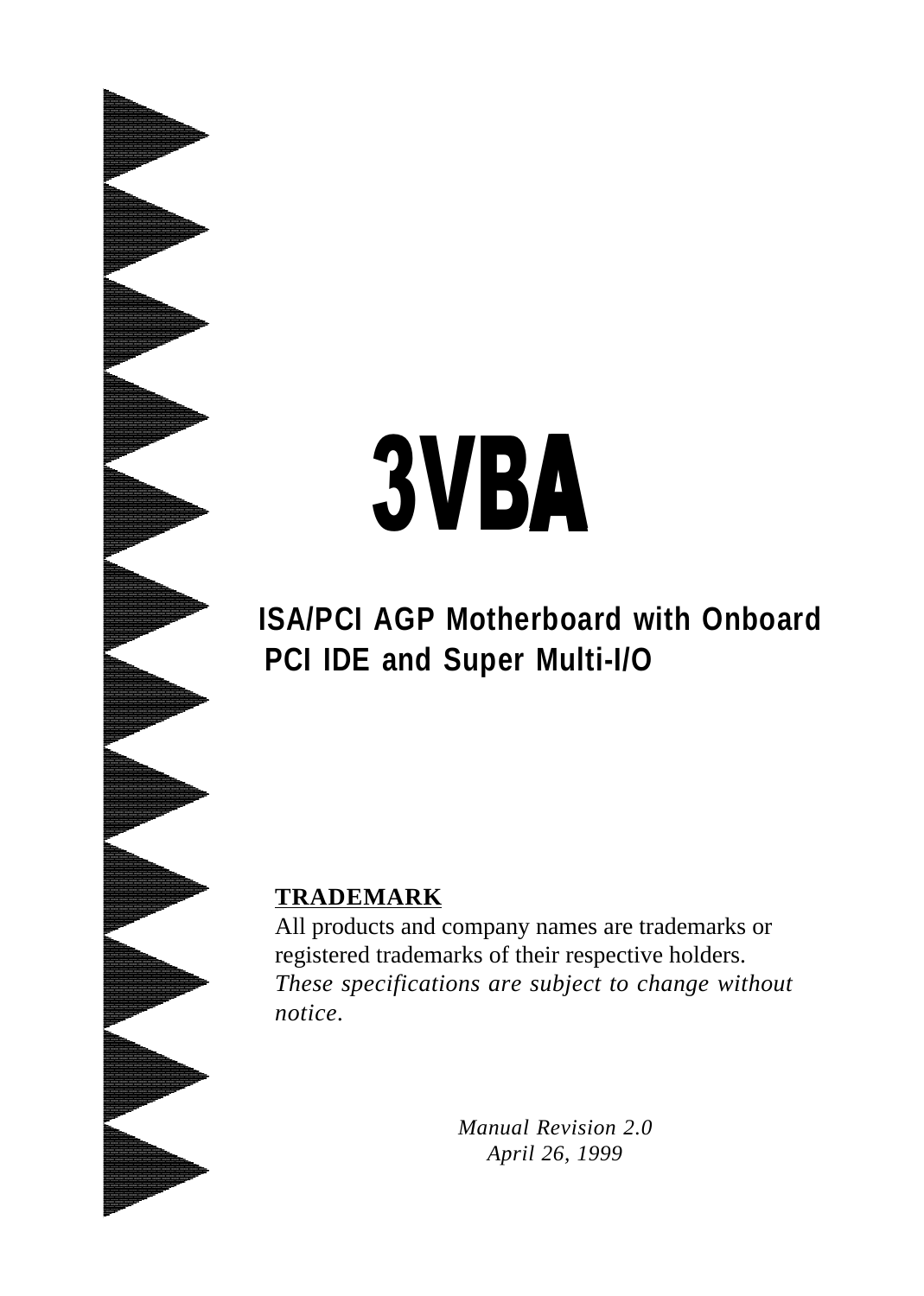# 3VBA

## ISA/PCI AGP Motherboard with Onboard PCI IDE and Super Multi-I/O

**TRADEMARK**

All products and company names are trademarks or registered trademarks of their respective holders.
*These specifications are subject to change without notice.*

*Manual Revision 2.0*
*April 26, 1999*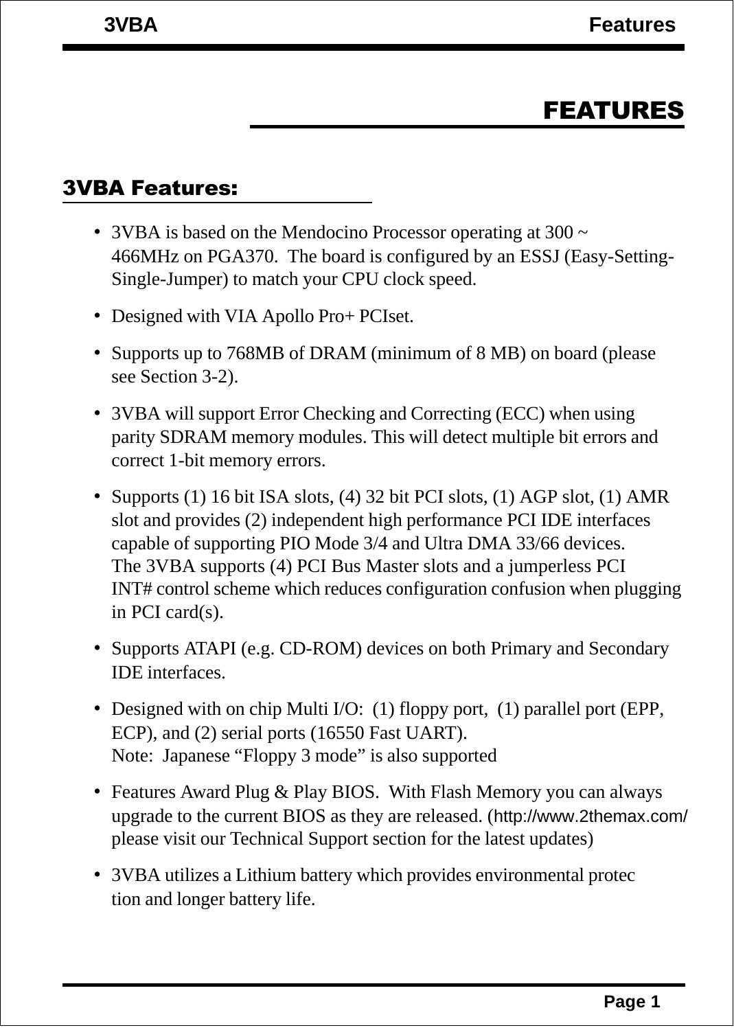# FEATURES

## 3VBA Features:

- 3VBA is based on the Mendocino Processor operating at 300 ~ 466MHz on PGA370. The board is configured by an ESSJ (Easy-Setting-Single-Jumper) to match your CPU clock speed.
- Designed with VIA Apollo Pro+ PCIset.
- Supports up to 768MB of DRAM (minimum of 8 MB) on board (please see Section 3-2).
- 3VBA will support Error Checking and Correcting (ECC) when using parity SDRAM memory modules. This will detect multiple bit errors and correct 1-bit memory errors.
- Supports (1) 16 bit ISA slots, (4) 32 bit PCI slots, (1) AGP slot, (1) AMR slot and provides (2) independent high performance PCI IDE interfaces capable of supporting PIO Mode 3/4 and Ultra DMA 33/66 devices. The 3VBA supports (4) PCI Bus Master slots and a jumperless PCI INT# control scheme which reduces configuration confusion when plugging in PCI card(s).
- Supports ATAPI (e.g. CD-ROM) devices on both Primary and Secondary IDE interfaces.
- Designed with on chip Multi I/O: (1) floppy port, (1) parallel port (EPP, ECP), and (2) serial ports (16550 Fast UART).
  Note: Japanese "Floppy 3 mode" is also supported
- Features Award Plug & Play BIOS. With Flash Memory you can always upgrade to the current BIOS as they are released. (http://www.2themax.com/ please visit our Technical Support section for the latest updates)
- 3VBA utilizes a Lithium battery which provides environmental protection and longer battery life.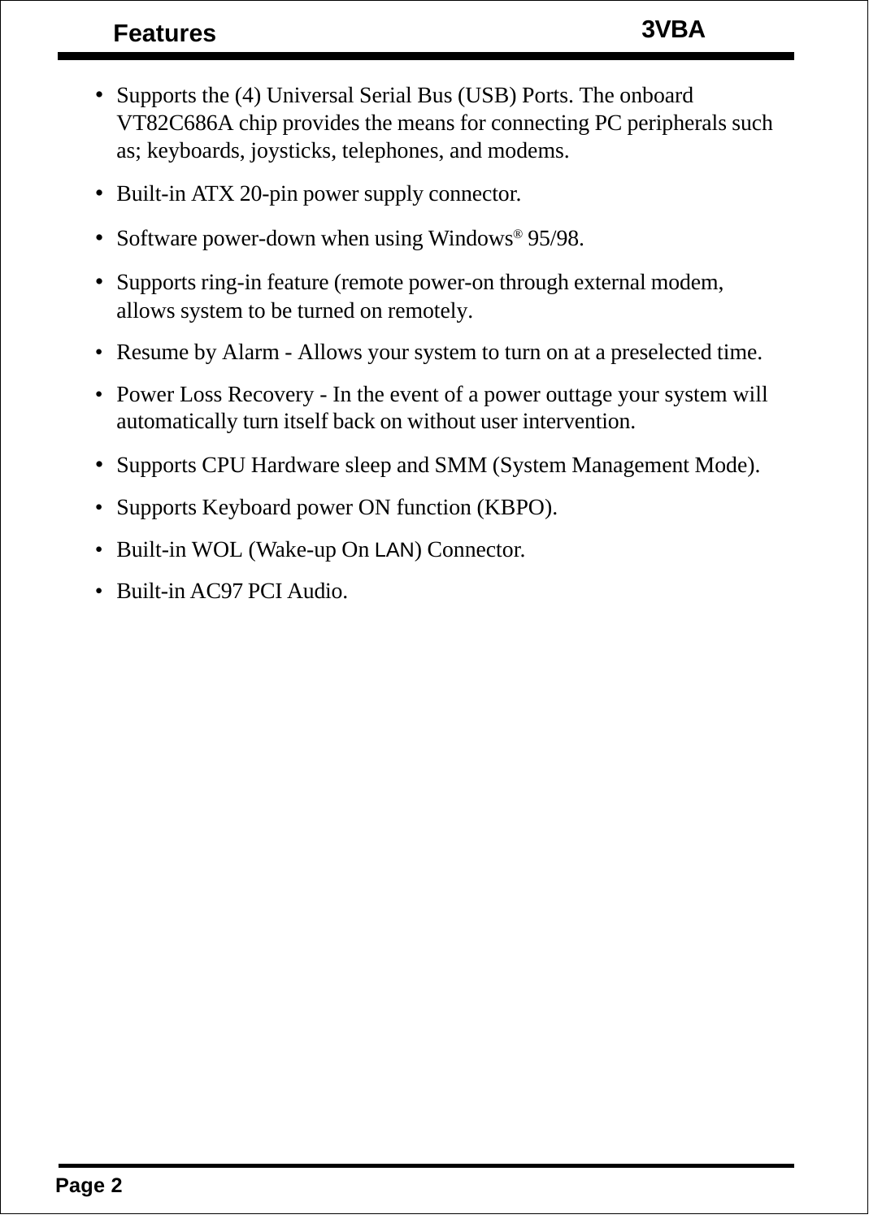- Supports the (4) Universal Serial Bus (USB) Ports. The onboard VT82C686A chip provides the means for connecting PC peripherals such as; keyboards, joysticks, telephones, and modems.
- Built-in ATX 20-pin power supply connector.
- Software power-down when using Windows® 95/98.
- Supports ring-in feature (remote power-on through external modem, allows system to be turned on remotely.
- Resume by Alarm - Allows your system to turn on at a preselected time.
- Power Loss Recovery - In the event of a power outtage your system will automatically turn itself back on without user intervention.
- Supports CPU Hardware sleep and SMM (System Management Mode).
- Supports Keyboard power ON function (KBPO).
- Built-in WOL (Wake-up On LAN) Connector.
- Built-in AC97 PCI Audio.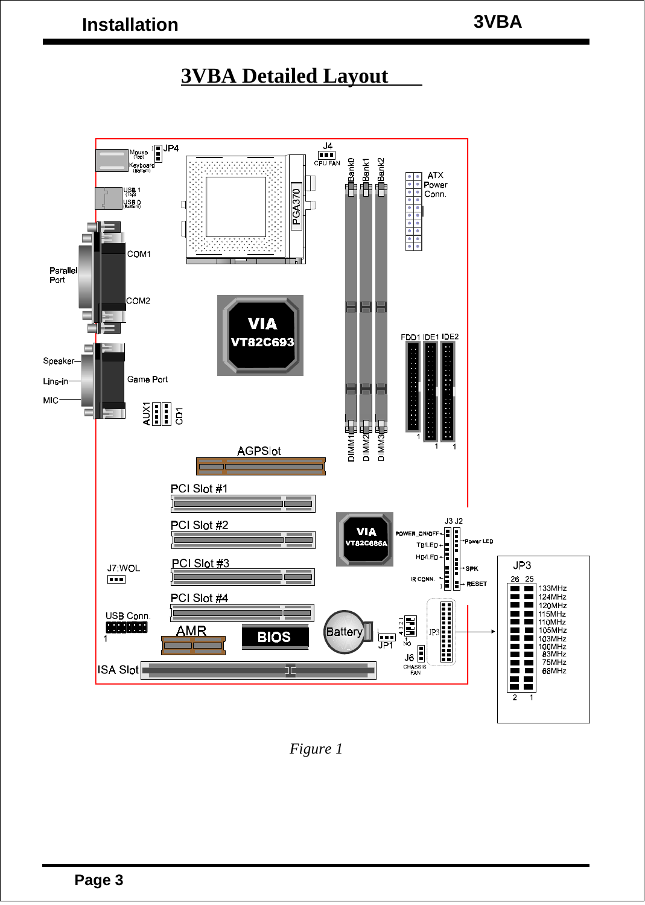# 3VBA Detailed Layout

*Figure 1*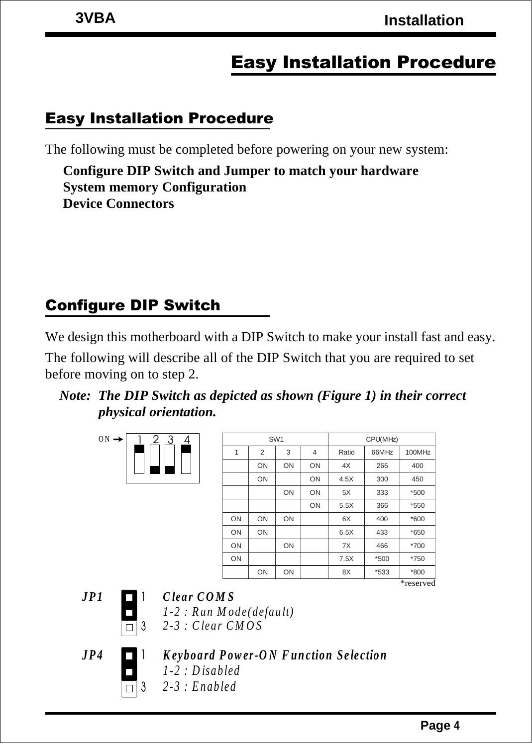# Easy Installation Procedure

## Easy Installation Procedure

The following must be completed before powering on your new system:

**Configure DIP Switch and Jumper to match your hardware**
**System memory Configuration**
**Device Connectors**

## Configure DIP Switch

We design this motherboard with a DIP Switch to make your install fast and easy.

The following will describe all of the DIP Switch that you are required to set before moving on to step 2.

***Note: The DIP Switch as depicted as shown (Figure 1) in their correct physical orientation.***

ON → 1 2 3 4

| SW1 | | | | CPU(MHz) | | |
|---|---|---|---|---|---|---|
| 1 | 2 | 3 | 4 | Ratio | 66MHz | 100MHz |
| | ON | ON | ON | 4X | 266 | 400 |
| | ON | | ON | 4.5X | 300 | 450 |
| | | ON | ON | 5X | 333 | *500 |
| | | | ON | 5.5X | 366 | *550 |
| ON | ON | ON | | 6X | 400 | *600 |
| ON | ON | | | 6.5X | 433 | *650 |
| ON | | ON | | 7X | 466 | *700 |
| ON | | | | 7.5X | *500 | *750 |
| | ON | ON | | 8X | *533 | *800 |

*reserved

***JP1*** — ***Clear COMS***
*1-2 : Run Mode(default)*
*2-3 : Clear CMOS*

***JP4*** — ***Keyboard Power-ON Function Selection***
*1-2 : Disabled*
*2-3 : Enabled*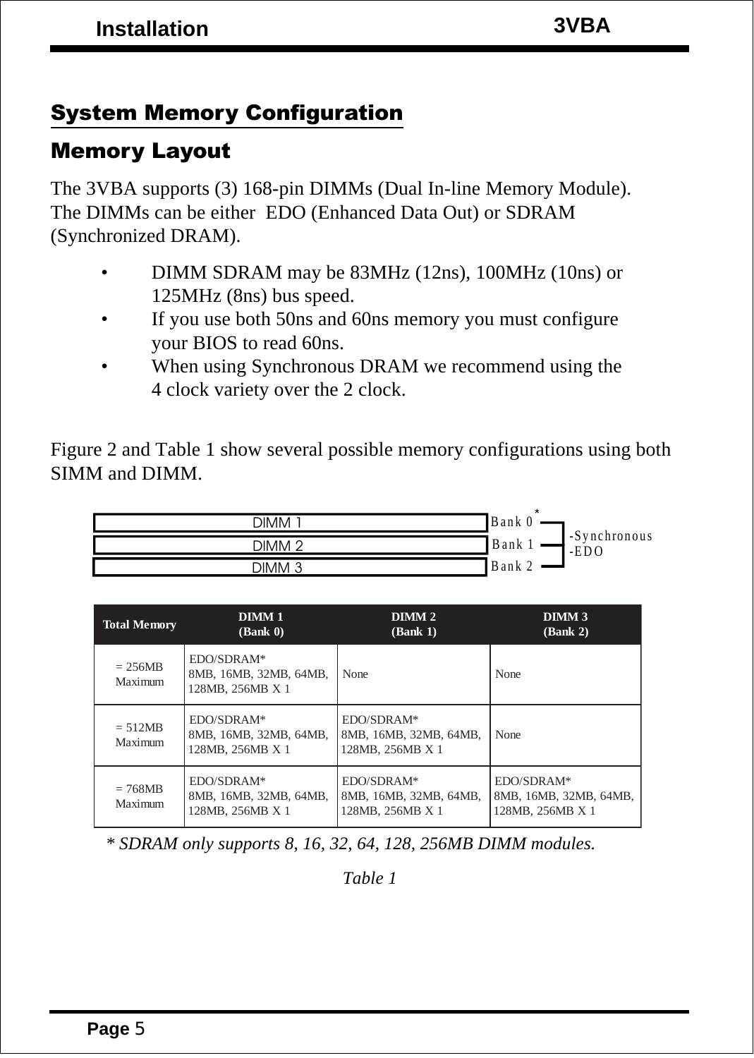# System Memory Configuration

## Memory Layout

The 3VBA supports (3) 168-pin DIMMs (Dual In-line Memory Module). The DIMMs can be either EDO (Enhanced Data Out) or SDRAM (Synchronized DRAM).

- DIMM SDRAM may be 83MHz (12ns), 100MHz (10ns) or 125MHz (8ns) bus speed.
- If you use both 50ns and 60ns memory you must configure your BIOS to read 60ns.
- When using Synchronous DRAM we recommend using the 4 clock variety over the 2 clock.

Figure 2 and Table 1 show several possible memory configurations using both SIMM and DIMM.

| | | |
|---|---|---|
| DIMM 1 | Bank 0* | -Synchronous -EDO |
| DIMM 2 | Bank 1 | |
| DIMM 3 | Bank 2 | |

| Total Memory | DIMM 1 (Bank 0) | DIMM 2 (Bank 1) | DIMM 3 (Bank 2) |
|---|---|---|---|
| = 256MB Maximum | EDO/SDRAM* 8MB, 16MB, 32MB, 64MB, 128MB, 256MB X 1 | None | None |
| = 512MB Maximum | EDO/SDRAM* 8MB, 16MB, 32MB, 64MB, 128MB, 256MB X 1 | EDO/SDRAM* 8MB, 16MB, 32MB, 64MB, 128MB, 256MB X 1 | None |
| = 768MB Maximum | EDO/SDRAM* 8MB, 16MB, 32MB, 64MB, 128MB, 256MB X 1 | EDO/SDRAM* 8MB, 16MB, 32MB, 64MB, 128MB, 256MB X 1 | EDO/SDRAM* 8MB, 16MB, 32MB, 64MB, 128MB, 256MB X 1 |

*\* SDRAM only supports 8, 16, 32, 64, 128, 256MB DIMM modules.*

*Table 1*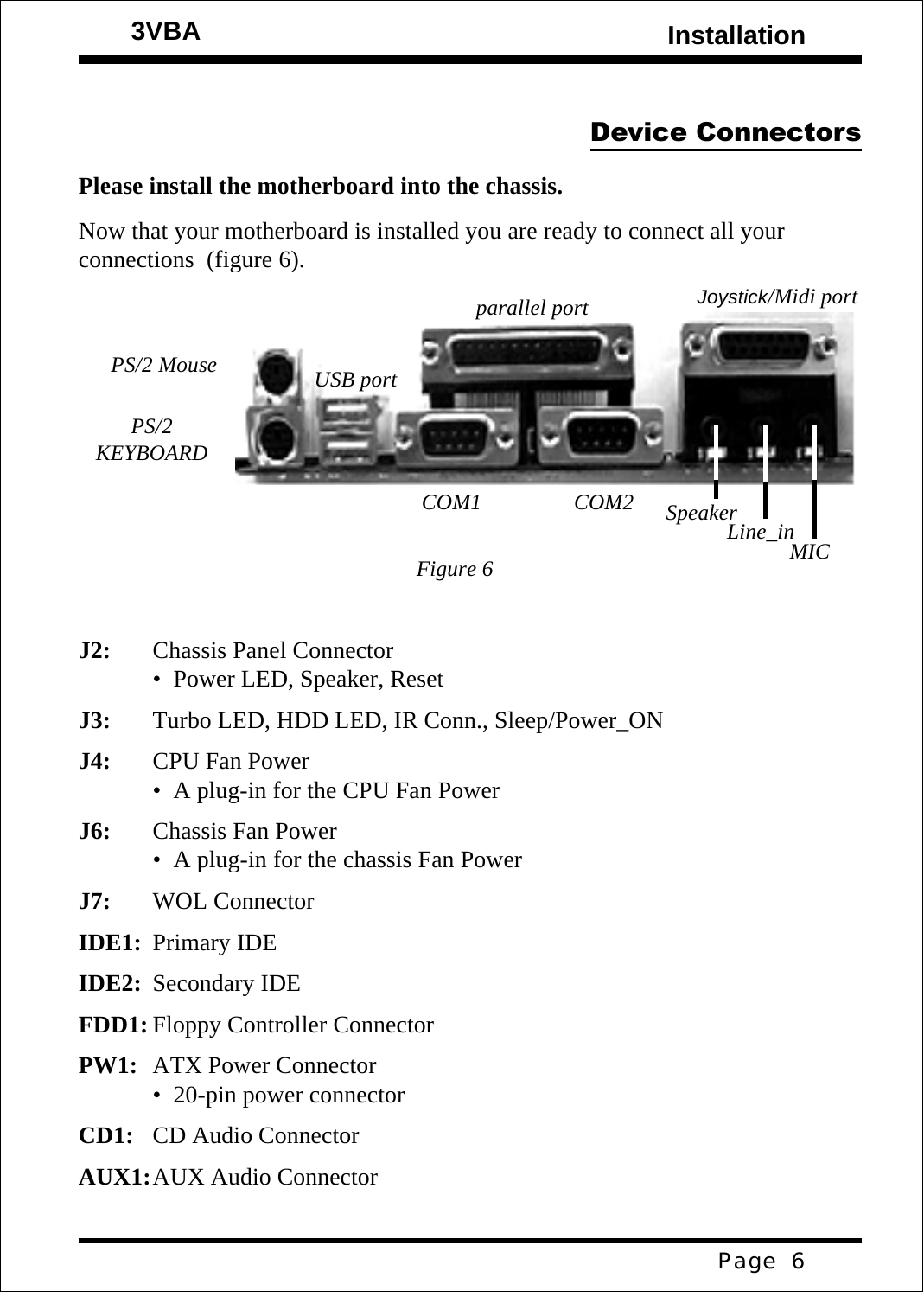## Device Connectors

**Please install the motherboard into the chassis.**

Now that your motherboard is installed you are ready to connect all your connections (figure 6).

*Figure 6*

**J2:** Chassis Panel Connector
- Power LED, Speaker, Reset

**J3:** Turbo LED, HDD LED, IR Conn., Sleep/Power_ON

**J4:** CPU Fan Power
- A plug-in for the CPU Fan Power

**J6:** Chassis Fan Power
- A plug-in for the chassis Fan Power

**J7:** WOL Connector

**IDE1:** Primary IDE

**IDE2:** Secondary IDE

**FDD1:** Floppy Controller Connector

**PW1:** ATX Power Connector
- 20-pin power connector

**CD1:** CD Audio Connector

**AUX1:** AUX Audio Connector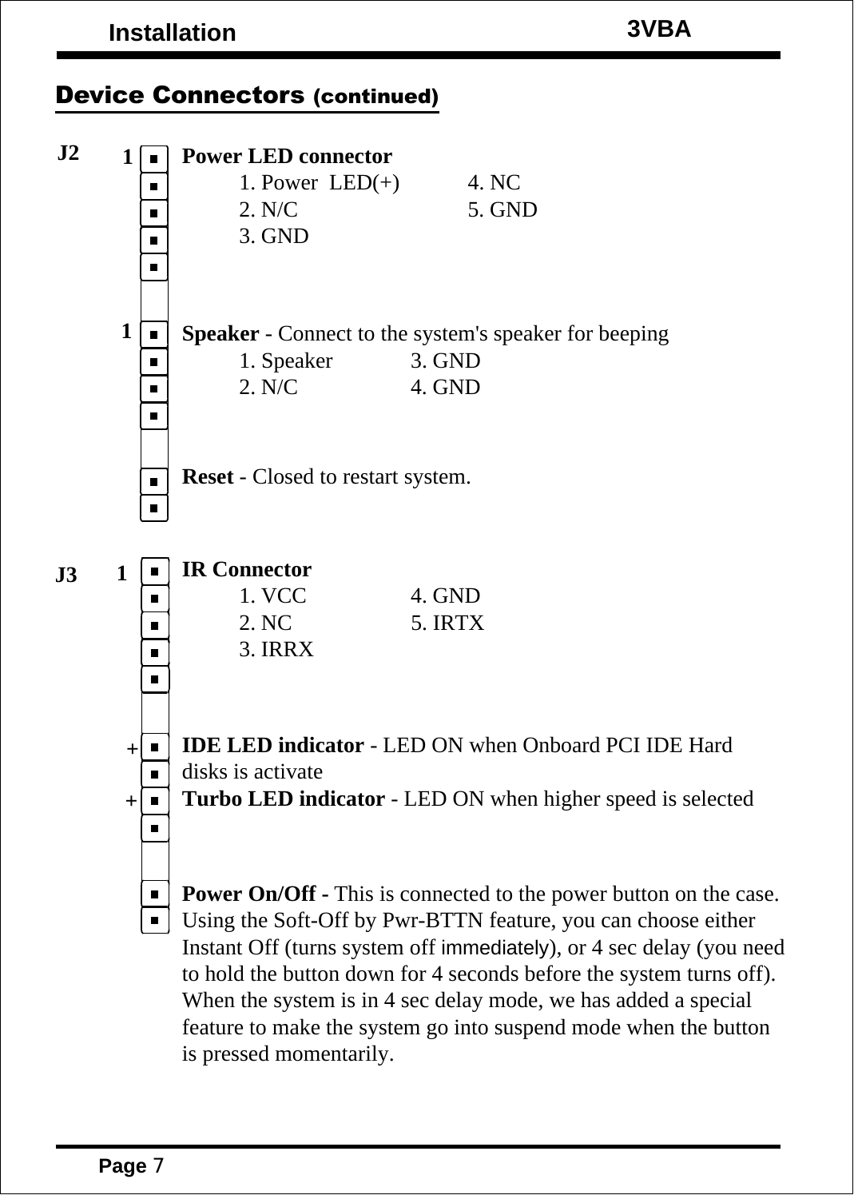## Device Connectors (continued)

**J2**

**Power LED connector**

| | |
|---|---|
| 1. Power LED(+) | 4. NC |
| 2. N/C | 5. GND |
| 3. GND | |

**Speaker** - Connect to the system's speaker for beeping

| | |
|---|---|
| 1. Speaker | 3. GND |
| 2. N/C | 4. GND |

**Reset** - Closed to restart system.

**J3**

**IR Connector**

| | |
|---|---|
| 1. VCC | 4. GND |
| 2. NC | 5. IRTX |
| 3. IRRX | |

**IDE LED indicator** - LED ON when Onboard PCI IDE Hard disks is activate

**Turbo LED indicator** - LED ON when higher speed is selected

**Power On/Off -** This is connected to the power button on the case. Using the Soft-Off by Pwr-BTTN feature, you can choose either Instant Off (turns system off immediately), or 4 sec delay (you need to hold the button down for 4 seconds before the system turns off). When the system is in 4 sec delay mode, we has added a special feature to make the system go into suspend mode when the button is pressed momentarily.